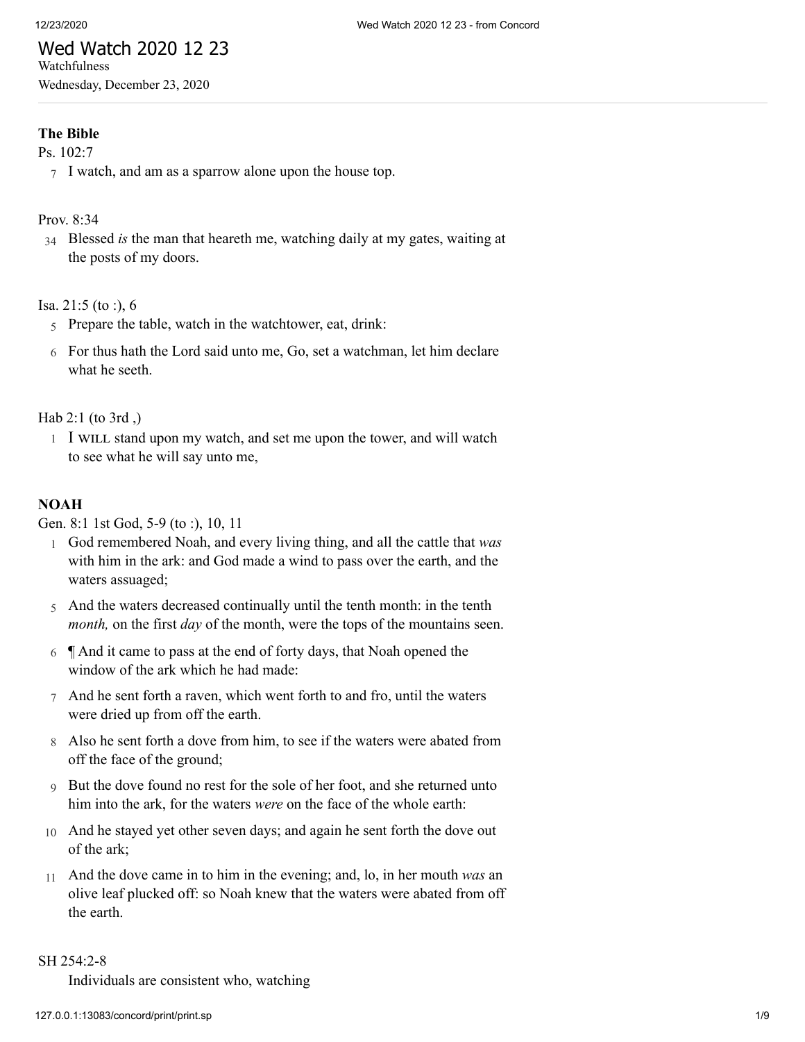# Wed Watch 2020 12 23

Watchfulness

Wednesday, December 23, 2020

---

**The Bible**

Ps. 102:7

7 I watch, and am as a sparrow alone upon the house top.

Prov. 8:34

34 Blessed *is* the man that heareth me, watching daily at my gates, waiting at the posts of my doors.

Isa. 21:5 (to :), 6

5 Prepare the table, watch in the watchtower, eat, drink:

6 For thus hath the Lord said unto me, Go, set a watchman, let him declare what he seeth.

Hab 2:1 (to 3rd ,)

1 I WILL stand upon my watch, and set me upon the tower, and will watch to see what he will say unto me,

**NOAH**

Gen. 8:1 1st God, 5-9 (to :), 10, 11

1 God remembered Noah, and every living thing, and all the cattle that *was* with him in the ark: and God made a wind to pass over the earth, and the waters assuaged;

5 And the waters decreased continually until the tenth month: in the tenth *month,* on the first *day* of the month, were the tops of the mountains seen.

6 ¶ And it came to pass at the end of forty days, that Noah opened the window of the ark which he had made:

7 And he sent forth a raven, which went forth to and fro, until the waters were dried up from off the earth.

8 Also he sent forth a dove from him, to see if the waters were abated from off the face of the ground;

9 But the dove found no rest for the sole of her foot, and she returned unto him into the ark, for the waters *were* on the face of the whole earth:

10 And he stayed yet other seven days; and again he sent forth the dove out of the ark;

11 And the dove came in to him in the evening; and, lo, in her mouth *was* an olive leaf plucked off: so Noah knew that the waters were abated from off the earth.

SH 254:2-8

Individuals are consistent who, watching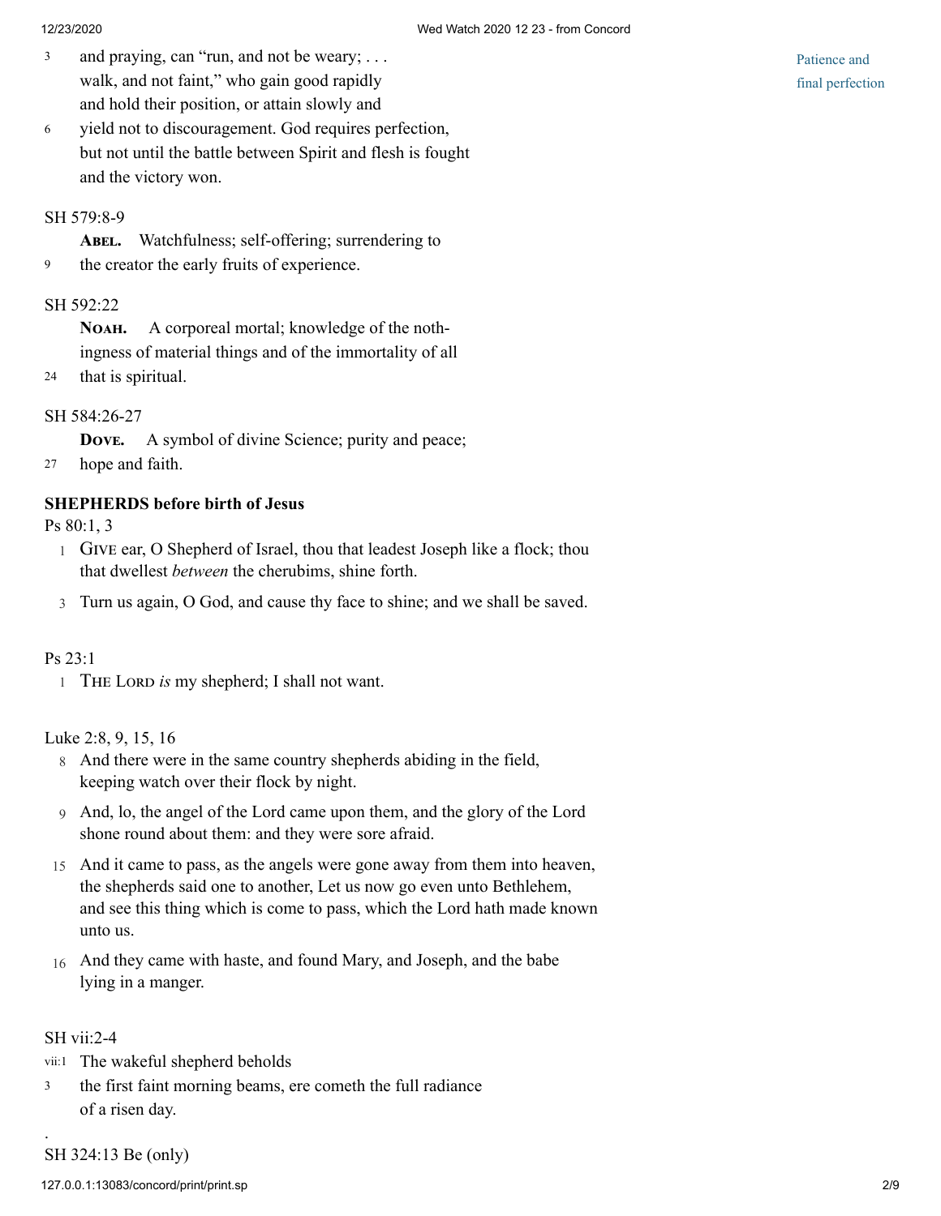3 and praying, can "run, and not be weary; . . .
walk, and not faint," who gain good rapidly
and hold their position, or attain slowly and
6 yield not to discouragement. God requires perfection,
but not until the battle between Spirit and flesh is fought
and the victory won.

Patience and final perfection

SH 579:8-9

**Abel.** Watchfulness; self-offering; surrendering to
9 the creator the early fruits of experience.

SH 592:22

**Noah.** A corporeal mortal; knowledge of the noth-
ingness of material things and of the immortality of all
24 that is spiritual.

SH 584:26-27

**Dove.** A symbol of divine Science; purity and peace;
27 hope and faith.

**SHEPHERDS before birth of Jesus**

Ps 80:1, 3

1 Give ear, O Shepherd of Israel, thou that leadest Joseph like a flock; thou that dwellest *between* the cherubims, shine forth.

3 Turn us again, O God, and cause thy face to shine; and we shall be saved.

Ps 23:1

1 The Lord *is* my shepherd; I shall not want.

Luke 2:8, 9, 15, 16

8 And there were in the same country shepherds abiding in the field, keeping watch over their flock by night.

9 And, lo, the angel of the Lord came upon them, and the glory of the Lord shone round about them: and they were sore afraid.

15 And it came to pass, as the angels were gone away from them into heaven, the shepherds said one to another, Let us now go even unto Bethlehem, and see this thing which is come to pass, which the Lord hath made known unto us.

16 And they came with haste, and found Mary, and Joseph, and the babe lying in a manger.

SH vii:2-4

vii:1 The wakeful shepherd beholds
3 the first faint morning beams, ere cometh the full radiance
of a risen day.

.

SH 324:13 Be (only)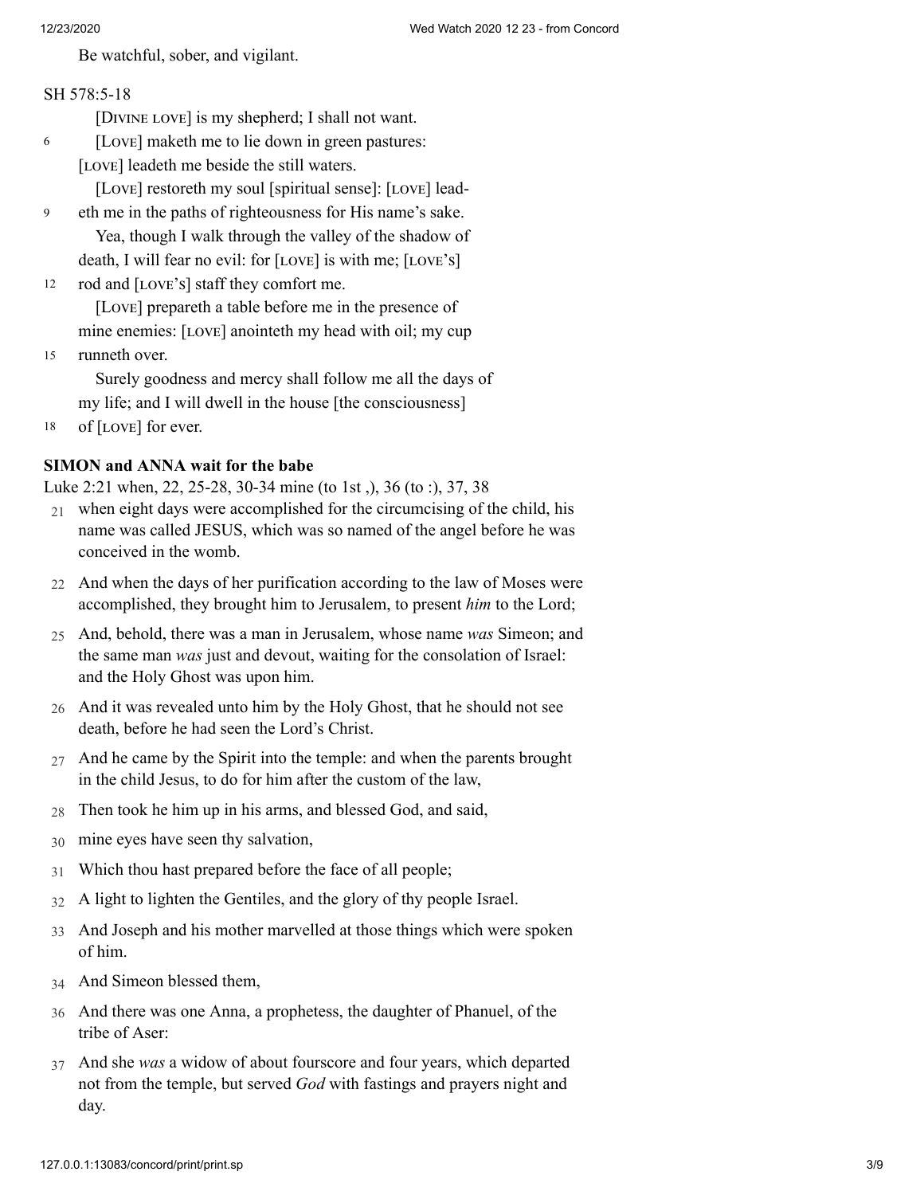Be watchful, sober, and vigilant.

SH 578:5-18

[Divine Love] is my shepherd; I shall not want.

6 [Love] maketh me to lie down in green pastures: [Love] leadeth me beside the still waters.

[Love] restoreth my soul [spiritual sense]: [Love] lead-

9 eth me in the paths of righteousness for His name's sake.

Yea, though I walk through the valley of the shadow of death, I will fear no evil: for [Love] is with me; [Love's]

12 rod and [Love's] staff they comfort me.

[Love] prepareth a table before me in the presence of mine enemies: [Love] anointeth my head with oil; my cup

15 runneth over.

Surely goodness and mercy shall follow me all the days of my life; and I will dwell in the house [the consciousness]

18 of [Love] for ever.

**SIMON and ANNA wait for the babe**

Luke 2:21 when, 22, 25-28, 30-34 mine (to 1st ,), 36 (to :), 37, 38

21 when eight days were accomplished for the circumcising of the child, his name was called JESUS, which was so named of the angel before he was conceived in the womb.

22 And when the days of her purification according to the law of Moses were accomplished, they brought him to Jerusalem, to present *him* to the Lord;

25 And, behold, there was a man in Jerusalem, whose name *was* Simeon; and the same man *was* just and devout, waiting for the consolation of Israel: and the Holy Ghost was upon him.

26 And it was revealed unto him by the Holy Ghost, that he should not see death, before he had seen the Lord's Christ.

27 And he came by the Spirit into the temple: and when the parents brought in the child Jesus, to do for him after the custom of the law,

28 Then took he him up in his arms, and blessed God, and said,

30 mine eyes have seen thy salvation,

31 Which thou hast prepared before the face of all people;

32 A light to lighten the Gentiles, and the glory of thy people Israel.

33 And Joseph and his mother marvelled at those things which were spoken of him.

34 And Simeon blessed them,

36 And there was one Anna, a prophetess, the daughter of Phanuel, of the tribe of Aser:

37 And she *was* a widow of about fourscore and four years, which departed not from the temple, but served *God* with fastings and prayers night and day.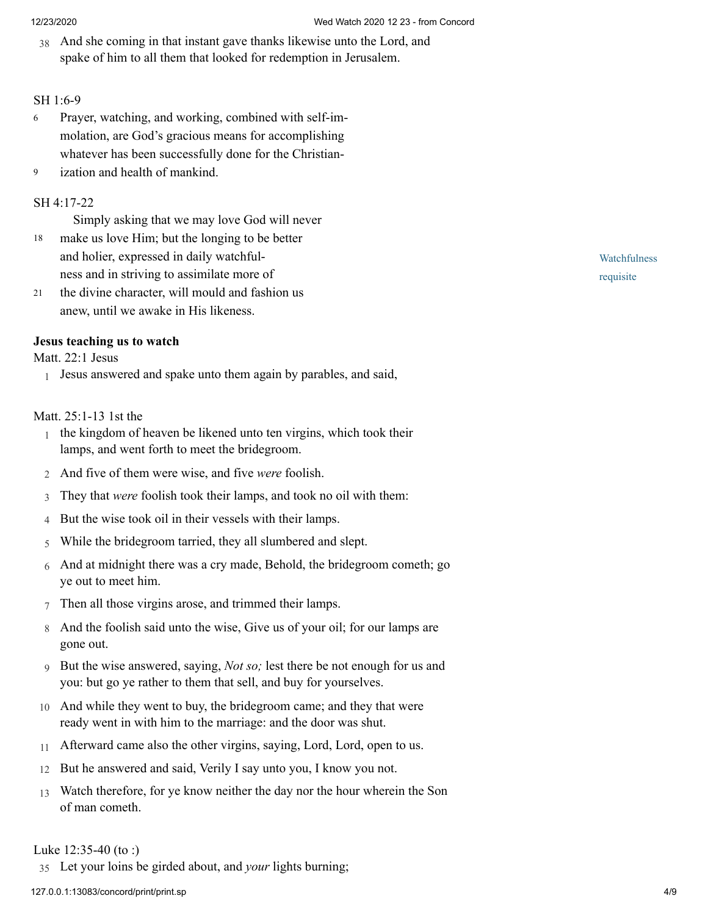38 And she coming in that instant gave thanks likewise unto the Lord, and spake of him to all them that looked for redemption in Jerusalem.

SH 1:6-9

6 Prayer, watching, and working, combined with self-immolation, are God's gracious means for accomplishing whatever has been successfully done for the Christian-
9 ization and health of mankind.

SH 4:17-22

Watchfulness requisite

Simply asking that we may love God will never
18 make us love Him; but the longing to be better and holier, expressed in daily watchfulness and in striving to assimilate more of
21 the divine character, will mould and fashion us anew, until we awake in His likeness.

**Jesus teaching us to watch**

Matt. 22:1 Jesus

1 Jesus answered and spake unto them again by parables, and said,

Matt. 25:1-13 1st the

1 the kingdom of heaven be likened unto ten virgins, which took their lamps, and went forth to meet the bridegroom.

2 And five of them were wise, and five *were* foolish.

3 They that *were* foolish took their lamps, and took no oil with them:

4 But the wise took oil in their vessels with their lamps.

5 While the bridegroom tarried, they all slumbered and slept.

6 And at midnight there was a cry made, Behold, the bridegroom cometh; go ye out to meet him.

7 Then all those virgins arose, and trimmed their lamps.

8 And the foolish said unto the wise, Give us of your oil; for our lamps are gone out.

9 But the wise answered, saying, *Not so;* lest there be not enough for us and you: but go ye rather to them that sell, and buy for yourselves.

10 And while they went to buy, the bridegroom came; and they that were ready went in with him to the marriage: and the door was shut.

11 Afterward came also the other virgins, saying, Lord, Lord, open to us.

12 But he answered and said, Verily I say unto you, I know you not.

13 Watch therefore, for ye know neither the day nor the hour wherein the Son of man cometh.

Luke 12:35-40 (to :)

35 Let your loins be girded about, and *your* lights burning;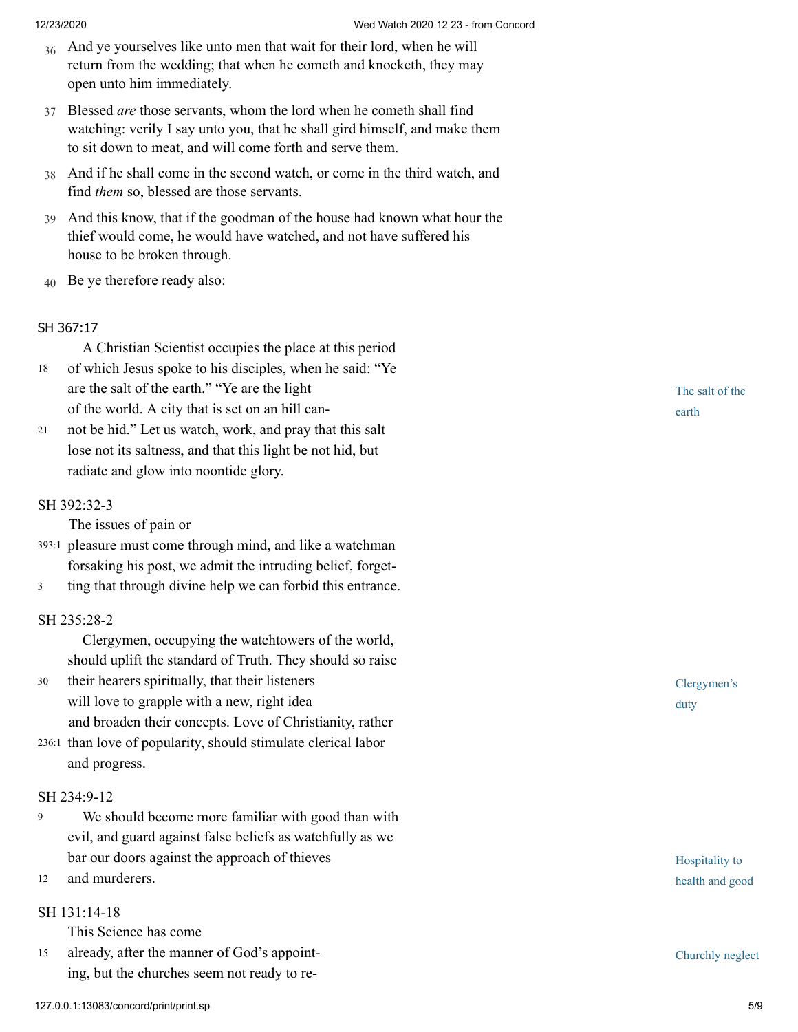36 And ye yourselves like unto men that wait for their lord, when he will return from the wedding; that when he cometh and knocketh, they may open unto him immediately.

37 Blessed *are* those servants, whom the lord when he cometh shall find watching: verily I say unto you, that he shall gird himself, and make them to sit down to meat, and will come forth and serve them.

38 And if he shall come in the second watch, or come in the third watch, and find *them* so, blessed are those servants.

39 And this know, that if the goodman of the house had known what hour the thief would come, he would have watched, and not have suffered his house to be broken through.

40 Be ye therefore ready also:

SH 367:17

*The salt of the earth*

A Christian Scientist occupies the place at this period
18 of which Jesus spoke to his disciples, when he said: "Ye are the salt of the earth." "Ye are the light of the world. A city that is set on an hill can-
21 not be hid." Let us watch, work, and pray that this salt lose not its saltness, and that this light be not hid, but radiate and glow into noontide glory.

SH 392:32-3

The issues of pain or
393:1 pleasure must come through mind, and like a watchman forsaking his post, we admit the intruding belief, forget-
3 ting that through divine help we can forbid this entrance.

SH 235:28-2

*Clergymen's duty*

Clergymen, occupying the watchtowers of the world, should uplift the standard of Truth. They should so raise
30 their hearers spiritually, that their listeners will love to grapple with a new, right idea and broaden their concepts. Love of Christianity, rather
236:1 than love of popularity, should stimulate clerical labor and progress.

SH 234:9-12

*Hospitality to health and good*

9 We should become more familiar with good than with evil, and guard against false beliefs as watchfully as we bar our doors against the approach of thieves
12 and murderers.

SH 131:14-18

*Churchly neglect*

This Science has come
15 already, after the manner of God's appoint-ing, but the churches seem not ready to re-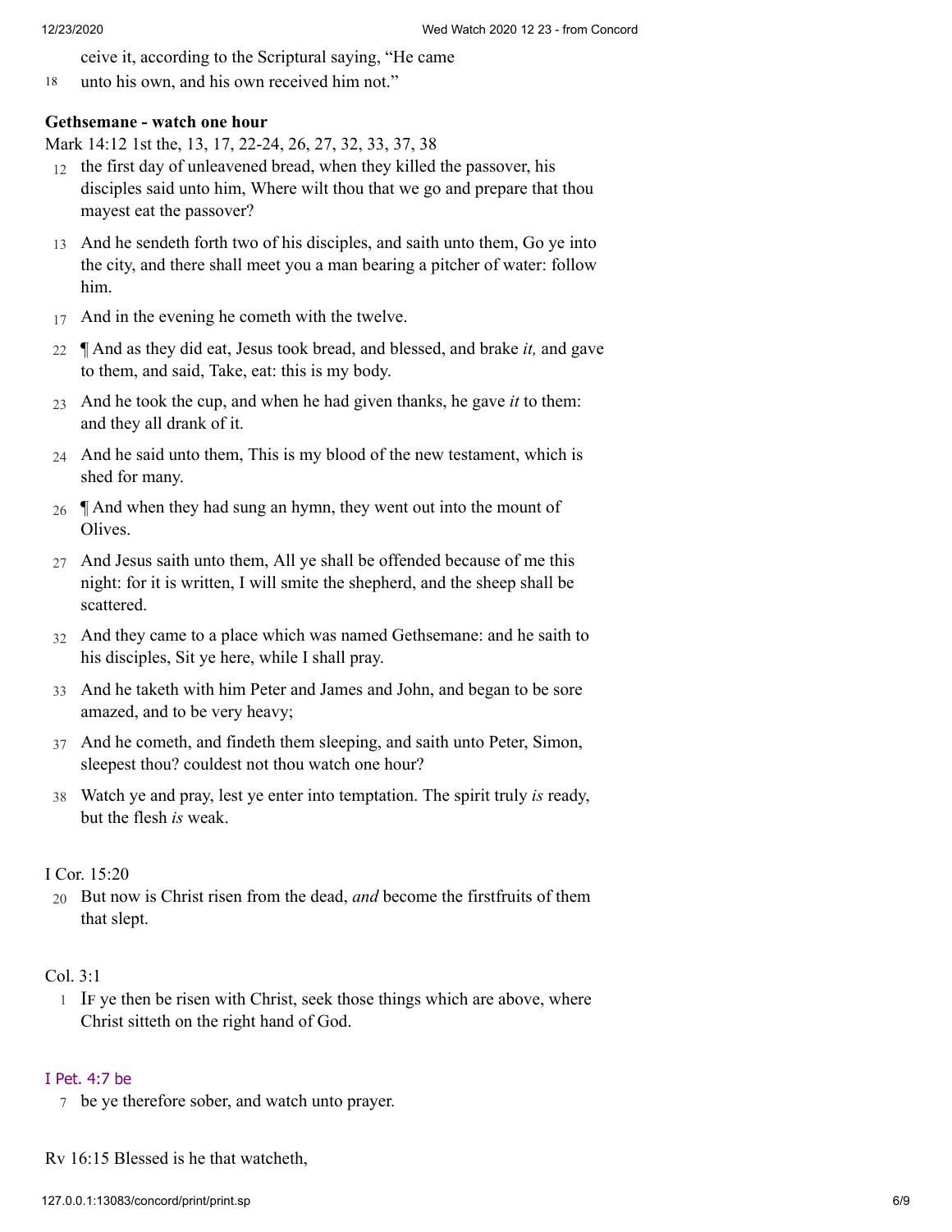ceive it, according to the Scriptural saying, "He came

18 unto his own, and his own received him not."

**Gethsemane - watch one hour**

Mark 14:12 1st the, 13, 17, 22-24, 26, 27, 32, 33, 37, 38

12 the first day of unleavened bread, when they killed the passover, his disciples said unto him, Where wilt thou that we go and prepare that thou mayest eat the passover?

13 And he sendeth forth two of his disciples, and saith unto them, Go ye into the city, and there shall meet you a man bearing a pitcher of water: follow him.

17 And in the evening he cometh with the twelve.

22 ¶ And as they did eat, Jesus took bread, and blessed, and brake *it,* and gave to them, and said, Take, eat: this is my body.

23 And he took the cup, and when he had given thanks, he gave *it* to them: and they all drank of it.

24 And he said unto them, This is my blood of the new testament, which is shed for many.

26 ¶ And when they had sung an hymn, they went out into the mount of Olives.

27 And Jesus saith unto them, All ye shall be offended because of me this night: for it is written, I will smite the shepherd, and the sheep shall be scattered.

32 And they came to a place which was named Gethsemane: and he saith to his disciples, Sit ye here, while I shall pray.

33 And he taketh with him Peter and James and John, and began to be sore amazed, and to be very heavy;

37 And he cometh, and findeth them sleeping, and saith unto Peter, Simon, sleepest thou? couldest not thou watch one hour?

38 Watch ye and pray, lest ye enter into temptation. The spirit truly *is* ready, but the flesh *is* weak.

I Cor. 15:20

20 But now is Christ risen from the dead, *and* become the firstfruits of them that slept.

Col. 3:1

1 IF ye then be risen with Christ, seek those things which are above, where Christ sitteth on the right hand of God.

I Pet. 4:7 be

7 be ye therefore sober, and watch unto prayer.

Rv 16:15 Blessed is he that watcheth,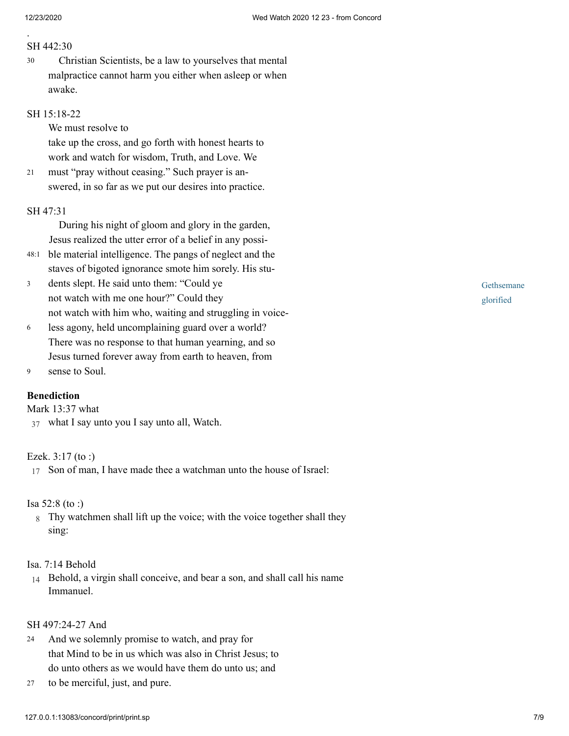.

SH 442:30

30 Christian Scientists, be a law to yourselves that mental malpractice cannot harm you either when asleep or when awake.

SH 15:18-22

We must resolve to take up the cross, and go forth with honest hearts to work and watch for wisdom, Truth, and Love. We

21 must "pray without ceasing." Such prayer is answered, in so far as we put our desires into practice.

SH 47:31

During his night of gloom and glory in the garden, Jesus realized the utter error of a belief in any possi-

48:1 ble material intelligence. The pangs of neglect and the staves of bigoted ignorance smote him sorely. His stu-

3 dents slept. He said unto them: "Could ye not watch with me one hour?" Could they not watch with him who, waiting and struggling in voice-

6 less agony, held uncomplaining guard over a world? There was no response to that human yearning, and so Jesus turned forever away from earth to heaven, from

9 sense to Soul.

Gethsemane glorified

**Benediction**

Mark 13:37 what

37 what I say unto you I say unto all, Watch.

Ezek. 3:17 (to :)

17 Son of man, I have made thee a watchman unto the house of Israel:

Isa 52:8 (to :)

8 Thy watchmen shall lift up the voice; with the voice together shall they sing:

Isa. 7:14 Behold

14 Behold, a virgin shall conceive, and bear a son, and shall call his name Immanuel.

SH 497:24-27 And

24 And we solemnly promise to watch, and pray for that Mind to be in us which was also in Christ Jesus; to do unto others as we would have them do unto us; and

27 to be merciful, just, and pure.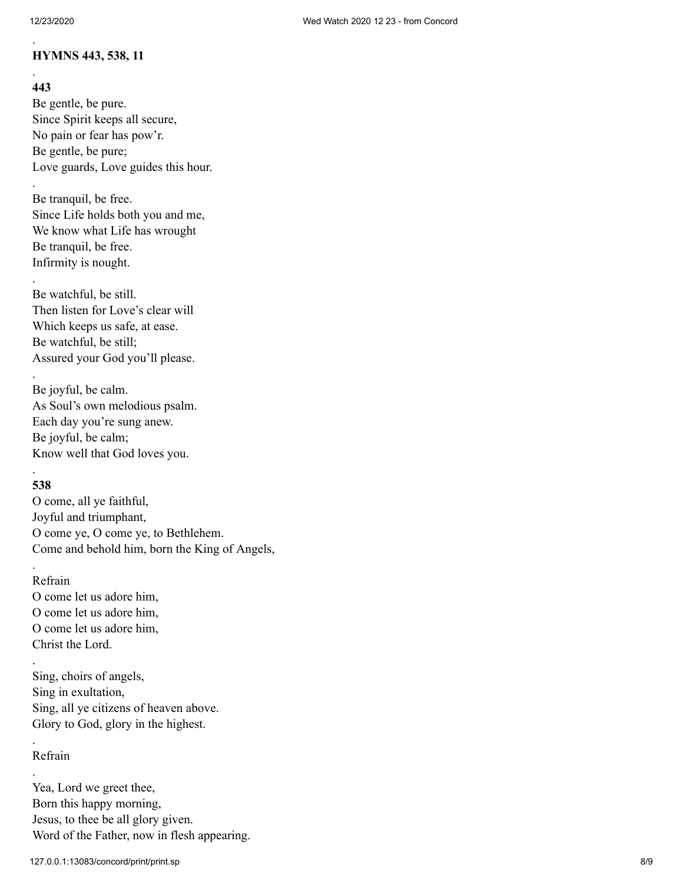.

**HYMNS 443, 538, 11**

.

**443**

Be gentle, be pure.  
Since Spirit keeps all secure,  
No pain or fear has pow'r.  
Be gentle, be pure;  
Love guards, Love guides this hour.

.

Be tranquil, be free.  
Since Life holds both you and me,  
We know what Life has wrought  
Be tranquil, be free.  
Infirmity is nought.

.

Be watchful, be still.  
Then listen for Love's clear will  
Which keeps us safe, at ease.  
Be watchful, be still;  
Assured your God you'll please.

.

Be joyful, be calm.  
As Soul's own melodious psalm.  
Each day you're sung anew.  
Be joyful, be calm;  
Know well that God loves you.

.

**538**

O come, all ye faithful,  
Joyful and triumphant,  
O come ye, O come ye, to Bethlehem.  
Come and behold him, born the King of Angels,

.

Refrain  
O come let us adore him,  
O come let us adore him,  
O come let us adore him,  
Christ the Lord.

.

Sing, choirs of angels,  
Sing in exultation,  
Sing, all ye citizens of heaven above.  
Glory to God, glory in the highest.

.

Refrain

.

Yea, Lord we greet thee,  
Born this happy morning,  
Jesus, to thee be all glory given.  
Word of the Father, now in flesh appearing.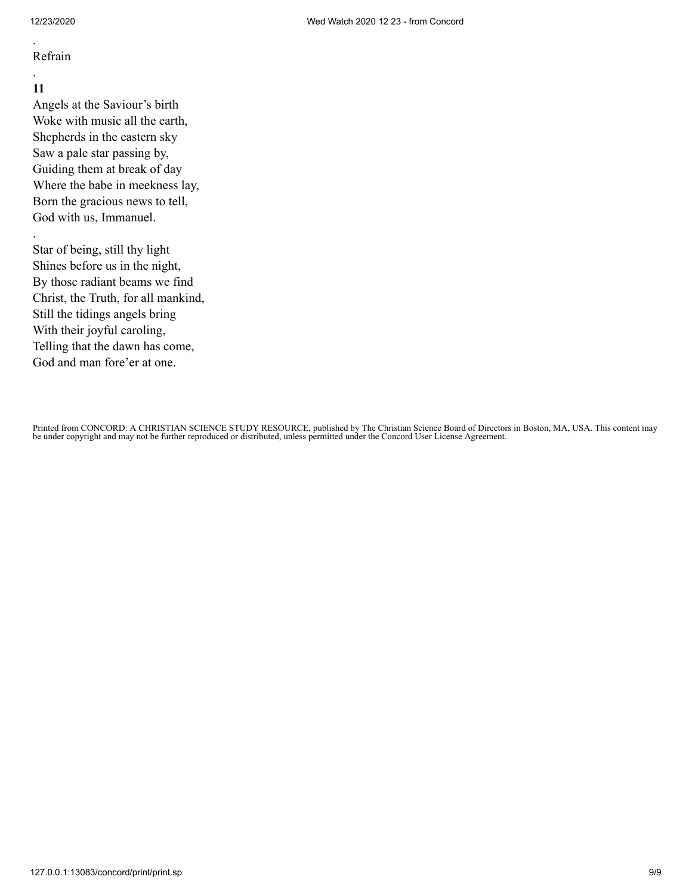.

Refrain

.

**11**

Angels at the Saviour's birth
Woke with music all the earth,
Shepherds in the eastern sky
Saw a pale star passing by,
Guiding them at break of day
Where the babe in meekness lay,
Born the gracious news to tell,
God with us, Immanuel.

.

Star of being, still thy light
Shines before us in the night,
By those radiant beams we find
Christ, the Truth, for all mankind,
Still the tidings angels bring
With their joyful caroling,
Telling that the dawn has come,
God and man fore'er at one.

Printed from CONCORD: A CHRISTIAN SCIENCE STUDY RESOURCE, published by The Christian Science Board of Directors in Boston, MA, USA. This content may be under copyright and may not be further reproduced or distributed, unless permitted under the Concord User License Agreement.